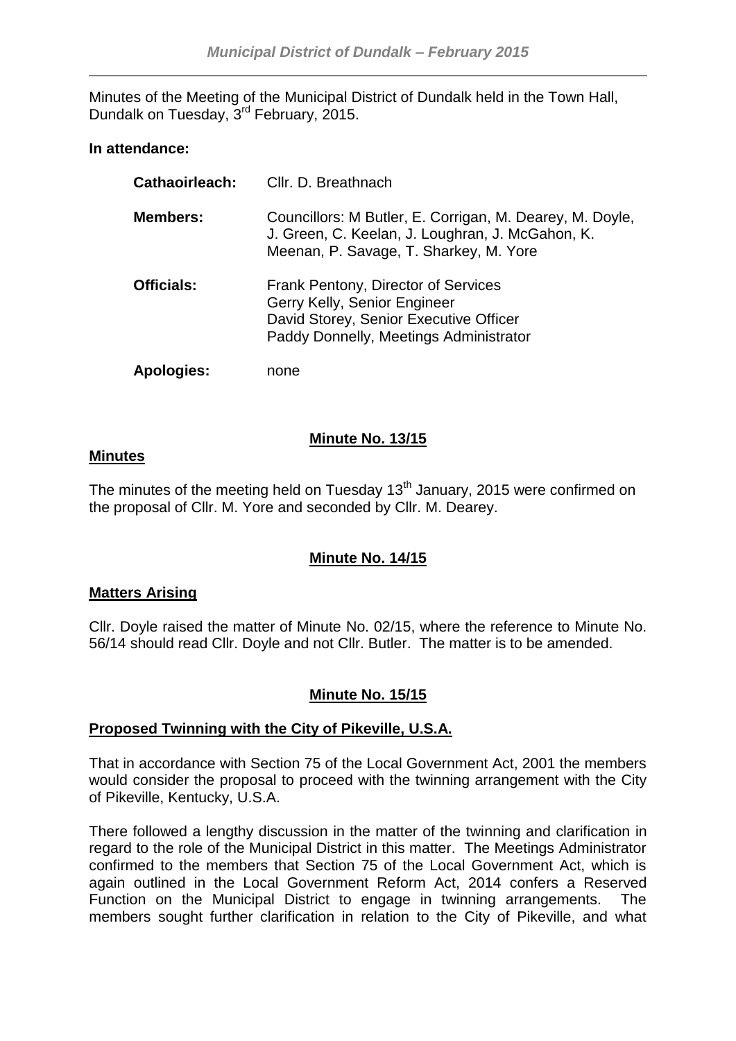Minutes of the Meeting of the Municipal District of Dundalk held in the Town Hall, Dundalk on Tuesday, 3rd February, 2015.

**In attendance:**

| | |
|---|---|
| **Cathaoirleach:** | Cllr. D. Breathnach |
| **Members:** | Councillors: M Butler, E. Corrigan, M. Dearey, M. Doyle, J. Green, C. Keelan, J. Loughran, J. McGahon, K. Meenan, P. Savage, T. Sharkey, M. Yore |
| **Officials:** | Frank Pentony, Director of Services<br>Gerry Kelly, Senior Engineer<br>David Storey, Senior Executive Officer<br>Paddy Donnelly, Meetings Administrator |
| **Apologies:** | none |

## Minute No. 13/15

**Minutes**

The minutes of the meeting held on Tuesday 13th January, 2015 were confirmed on the proposal of Cllr. M. Yore and seconded by Cllr. M. Dearey.

## Minute No. 14/15

**Matters Arising**

Cllr. Doyle raised the matter of Minute No. 02/15, where the reference to Minute No. 56/14 should read Cllr. Doyle and not Cllr. Butler. The matter is to be amended.

## Minute No. 15/15

**Proposed Twinning with the City of Pikeville, U.S.A.**

That in accordance with Section 75 of the Local Government Act, 2001 the members would consider the proposal to proceed with the twinning arrangement with the City of Pikeville, Kentucky, U.S.A.

There followed a lengthy discussion in the matter of the twinning and clarification in regard to the role of the Municipal District in this matter. The Meetings Administrator confirmed to the members that Section 75 of the Local Government Act, which is again outlined in the Local Government Reform Act, 2014 confers a Reserved Function on the Municipal District to engage in twinning arrangements. The members sought further clarification in relation to the City of Pikeville, and what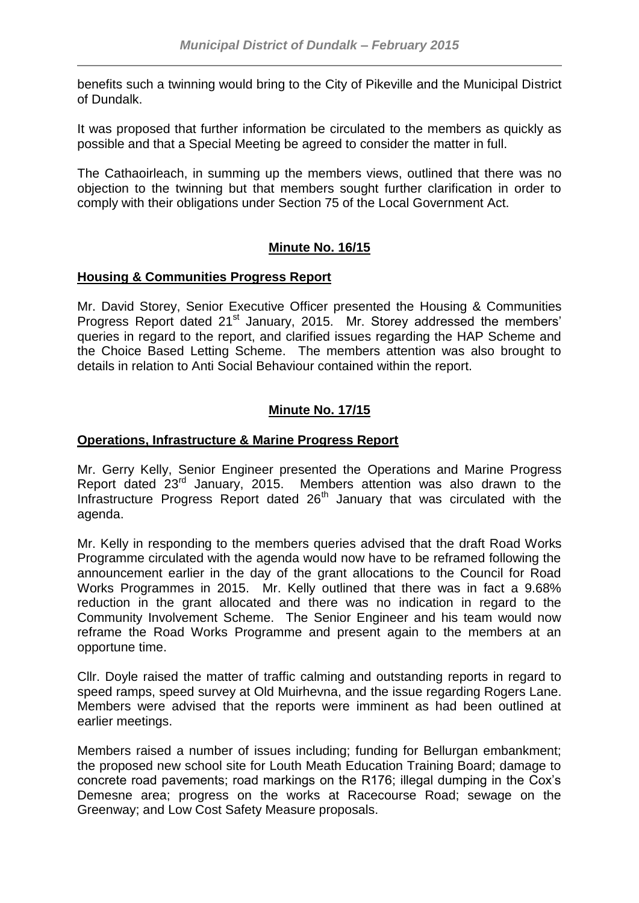benefits such a twinning would bring to the City of Pikeville and the Municipal District of Dundalk.

It was proposed that further information be circulated to the members as quickly as possible and that a Special Meeting be agreed to consider the matter in full.

The Cathaoirleach, in summing up the members views, outlined that there was no objection to the twinning but that members sought further clarification in order to comply with their obligations under Section 75 of the Local Government Act.

## Minute No. 16/15

### Housing & Communities Progress Report

Mr. David Storey, Senior Executive Officer presented the Housing & Communities Progress Report dated 21st January, 2015. Mr. Storey addressed the members' queries in regard to the report, and clarified issues regarding the HAP Scheme and the Choice Based Letting Scheme. The members attention was also brought to details in relation to Anti Social Behaviour contained within the report.

## Minute No. 17/15

### Operations, Infrastructure & Marine Progress Report

Mr. Gerry Kelly, Senior Engineer presented the Operations and Marine Progress Report dated 23rd January, 2015. Members attention was also drawn to the Infrastructure Progress Report dated 26th January that was circulated with the agenda.

Mr. Kelly in responding to the members queries advised that the draft Road Works Programme circulated with the agenda would now have to be reframed following the announcement earlier in the day of the grant allocations to the Council for Road Works Programmes in 2015. Mr. Kelly outlined that there was in fact a 9.68% reduction in the grant allocated and there was no indication in regard to the Community Involvement Scheme. The Senior Engineer and his team would now reframe the Road Works Programme and present again to the members at an opportune time.

Cllr. Doyle raised the matter of traffic calming and outstanding reports in regard to speed ramps, speed survey at Old Muirhevna, and the issue regarding Rogers Lane. Members were advised that the reports were imminent as had been outlined at earlier meetings.

Members raised a number of issues including; funding for Bellurgan embankment; the proposed new school site for Louth Meath Education Training Board; damage to concrete road pavements; road markings on the R176; illegal dumping in the Cox's Demesne area; progress on the works at Racecourse Road; sewage on the Greenway; and Low Cost Safety Measure proposals.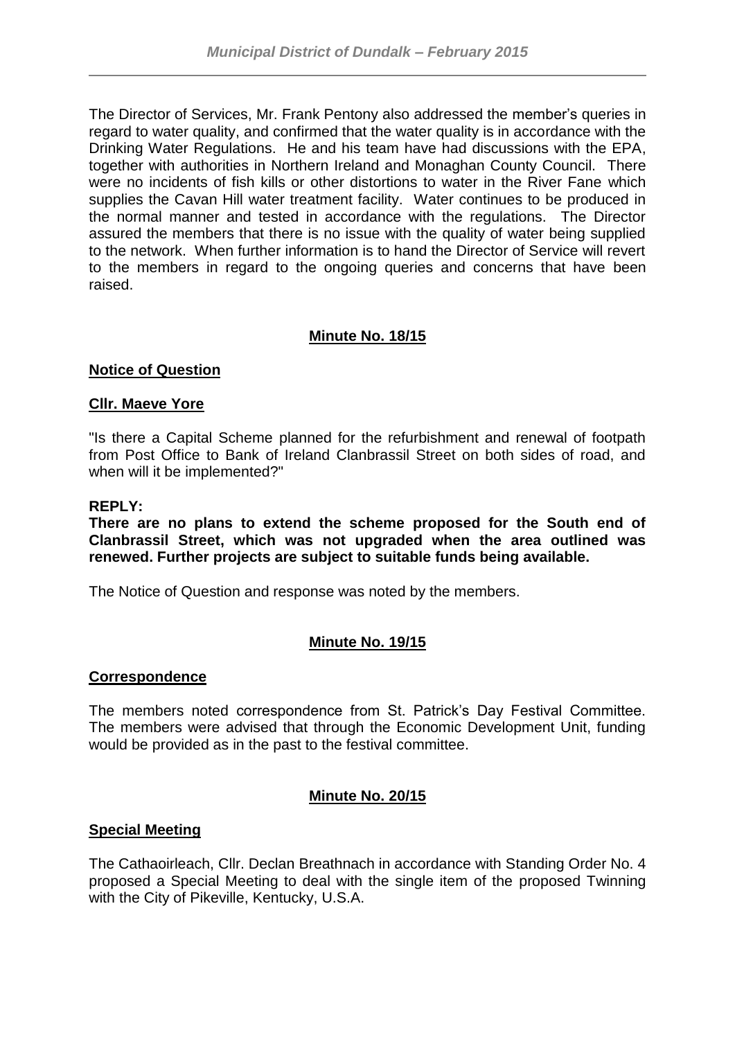The Director of Services, Mr. Frank Pentony also addressed the member's queries in regard to water quality, and confirmed that the water quality is in accordance with the Drinking Water Regulations. He and his team have had discussions with the EPA, together with authorities in Northern Ireland and Monaghan County Council. There were no incidents of fish kills or other distortions to water in the River Fane which supplies the Cavan Hill water treatment facility. Water continues to be produced in the normal manner and tested in accordance with the regulations. The Director assured the members that there is no issue with the quality of water being supplied to the network. When further information is to hand the Director of Service will revert to the members in regard to the ongoing queries and concerns that have been raised.

**Minute No. 18/15**

**Notice of Question**

**Cllr. Maeve Yore**

"Is there a Capital Scheme planned for the refurbishment and renewal of footpath from Post Office to Bank of Ireland Clanbrassil Street on both sides of road, and when will it be implemented?"

**REPLY:**
**There are no plans to extend the scheme proposed for the South end of Clanbrassil Street, which was not upgraded when the area outlined was renewed. Further projects are subject to suitable funds being available.**

The Notice of Question and response was noted by the members.

**Minute No. 19/15**

**Correspondence**

The members noted correspondence from St. Patrick's Day Festival Committee. The members were advised that through the Economic Development Unit, funding would be provided as in the past to the festival committee.

**Minute No. 20/15**

**Special Meeting**

The Cathaoirleach, Cllr. Declan Breathnach in accordance with Standing Order No. 4 proposed a Special Meeting to deal with the single item of the proposed Twinning with the City of Pikeville, Kentucky, U.S.A.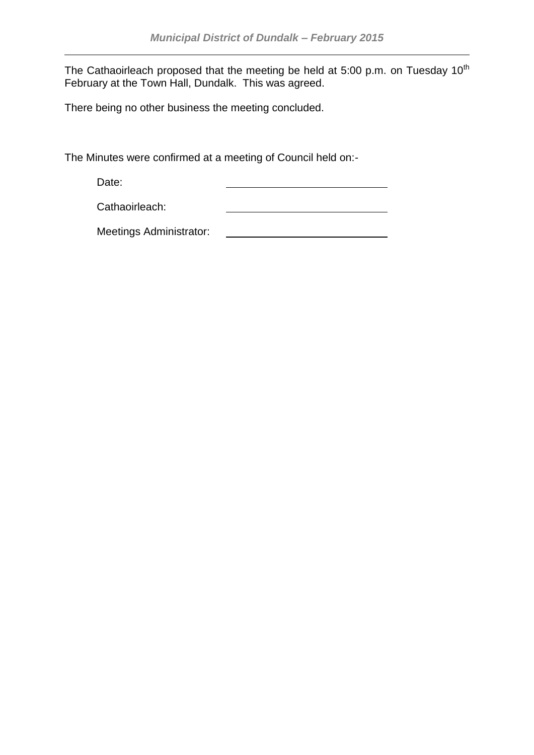The Cathaoirleach proposed that the meeting be held at 5:00 p.m. on Tuesday 10th February at the Town Hall, Dundalk. This was agreed.

There being no other business the meeting concluded.

The Minutes were confirmed at a meeting of Council held on:-

Date: ______________________________

Cathaoirleach: ______________________________

Meetings Administrator: ______________________________